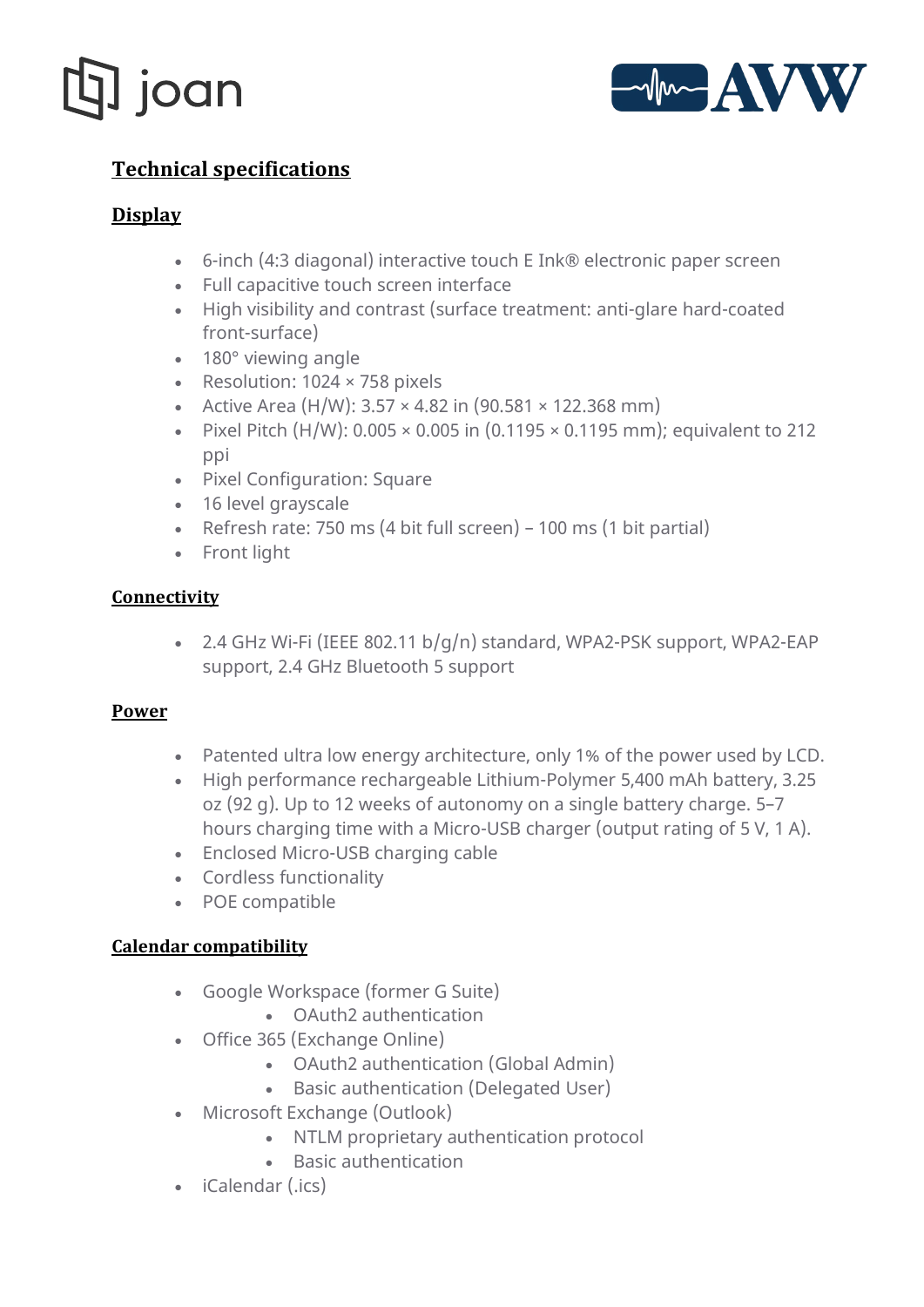# Technical specifications

## Display

- 6-inch (4:3 diagonal) interactive touch E Ink® electronic paper screen
- Full capacitive touch screen interface
- High visibility and contrast (surface treatment: anti-glare hard-coated front-surface)
- 180° viewing angle
- Resolution: 1024 × 758 pixels
- Active Area (H/W): 3.57 × 4.82 in (90.581 × 122.368 mm)
- Pixel Pitch (H/W): 0.005 × 0.005 in (0.1195 × 0.1195 mm); equivalent to 212 ppi
- Pixel Configuration: Square
- 16 level grayscale
- Refresh rate: 750 ms (4 bit full screen) – 100 ms (1 bit partial)
- Front light

## Connectivity

- 2.4 GHz Wi-Fi (IEEE 802.11 b/g/n) standard, WPA2-PSK support, WPA2-EAP support, 2.4 GHz Bluetooth 5 support

## Power

- Patented ultra low energy architecture, only 1% of the power used by LCD.
- High performance rechargeable Lithium-Polymer 5,400 mAh battery, 3.25 oz (92 g). Up to 12 weeks of autonomy on a single battery charge. 5–7 hours charging time with a Micro-USB charger (output rating of 5 V, 1 A).
- Enclosed Micro-USB charging cable
- Cordless functionality
- POE compatible

## Calendar compatibility

- Google Workspace (former G Suite)
  - OAuth2 authentication
- Office 365 (Exchange Online)
  - OAuth2 authentication (Global Admin)
  - Basic authentication (Delegated User)
- Microsoft Exchange (Outlook)
  - NTLM proprietary authentication protocol
  - Basic authentication
- iCalendar (.ics)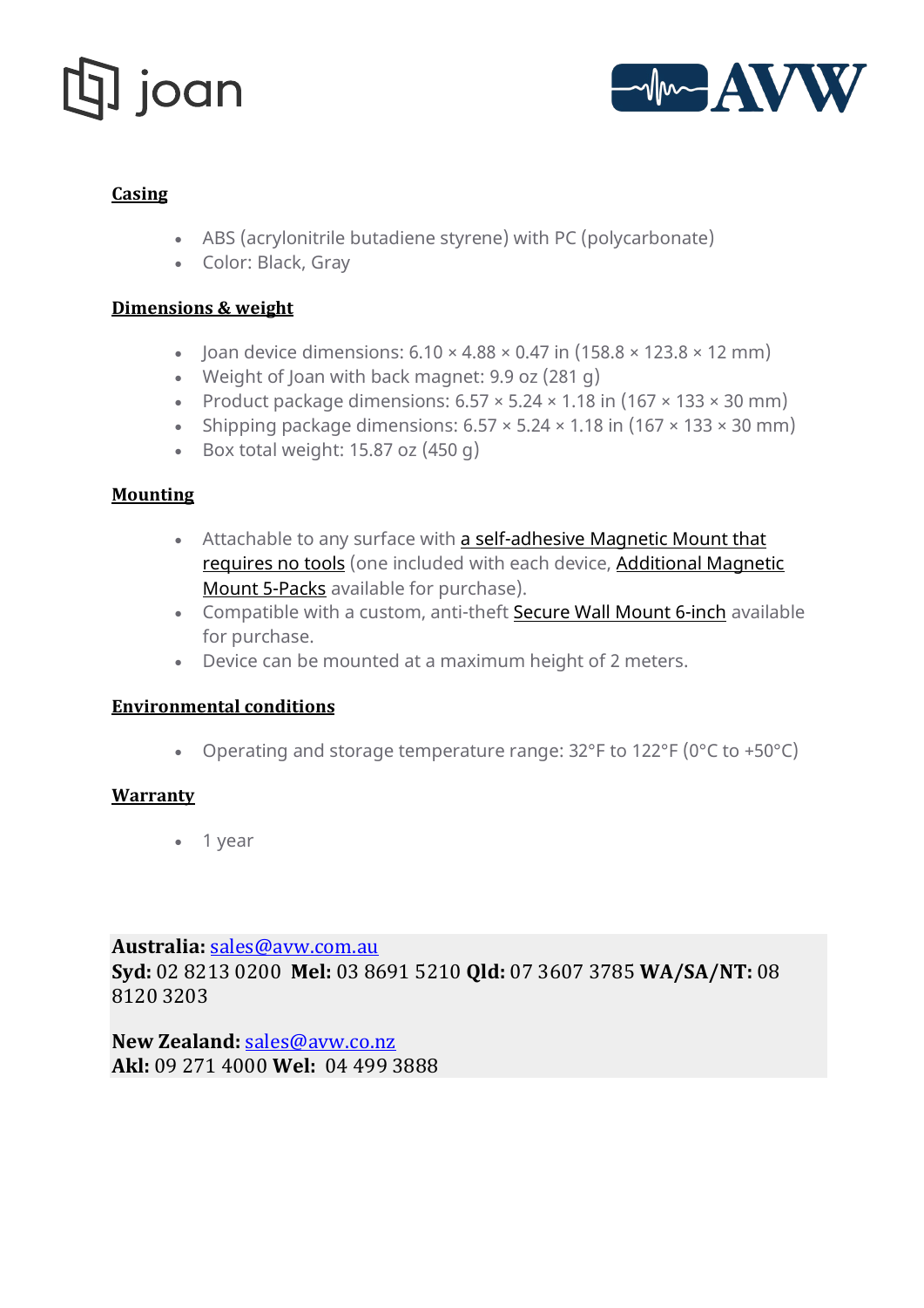## Casing

- ABS (acrylonitrile butadiene styrene) with PC (polycarbonate)
- Color: Black, Gray

## Dimensions & weight

- Joan device dimensions: 6.10 × 4.88 × 0.47 in (158.8 × 123.8 × 12 mm)
- Weight of Joan with back magnet: 9.9 oz (281 g)
- Product package dimensions: 6.57 × 5.24 × 1.18 in (167 × 133 × 30 mm)
- Shipping package dimensions: 6.57 × 5.24 × 1.18 in (167 × 133 × 30 mm)
- Box total weight: 15.87 oz (450 g)

## Mounting

- Attachable to any surface with a self-adhesive Magnetic Mount that requires no tools (one included with each device, Additional Magnetic Mount 5-Packs available for purchase).
- Compatible with a custom, anti-theft Secure Wall Mount 6-inch available for purchase.
- Device can be mounted at a maximum height of 2 meters.

## Environmental conditions

- Operating and storage temperature range: 32°F to 122°F (0°C to +50°C)

## Warranty

- 1 year

**Australia:** sales@avw.com.au
**Syd:** 02 8213 0200 **Mel:** 03 8691 5210 **Qld:** 07 3607 3785 **WA/SA/NT:** 08 8120 3203

**New Zealand:** sales@avw.co.nz
**Akl:** 09 271 4000 **Wel:** 04 499 3888